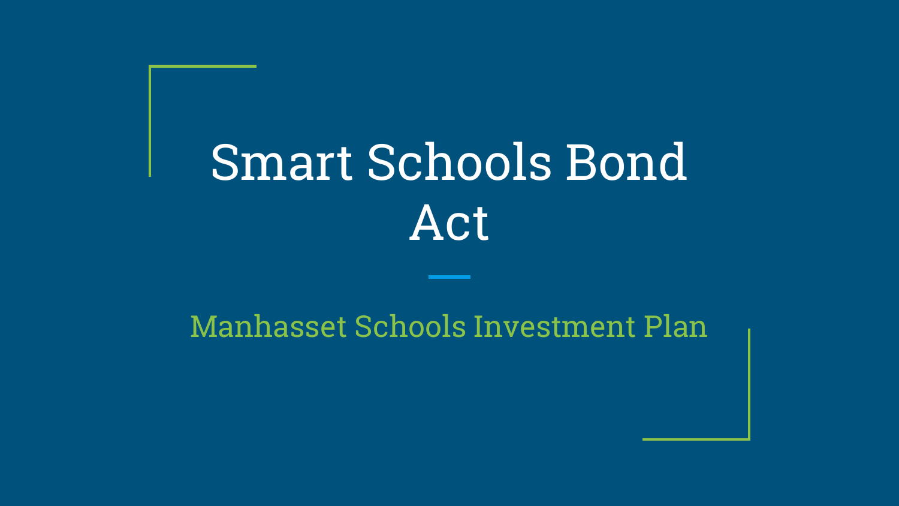# Smart Schools Bond Act

## Manhasset Schools Investment Plan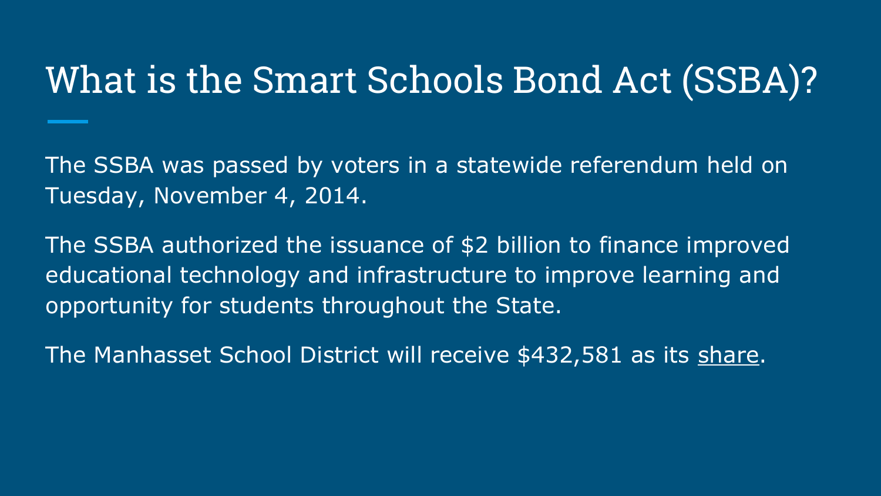# What is the Smart Schools Bond Act (SSBA)?

The SSBA was passed by voters in a statewide referendum held on Tuesday, November 4, 2014.

The SSBA authorized the issuance of $2 billion to finance improved educational technology and infrastructure to improve learning and opportunity for students throughout the State.

The Manhasset School District will receive $432,581 as its share.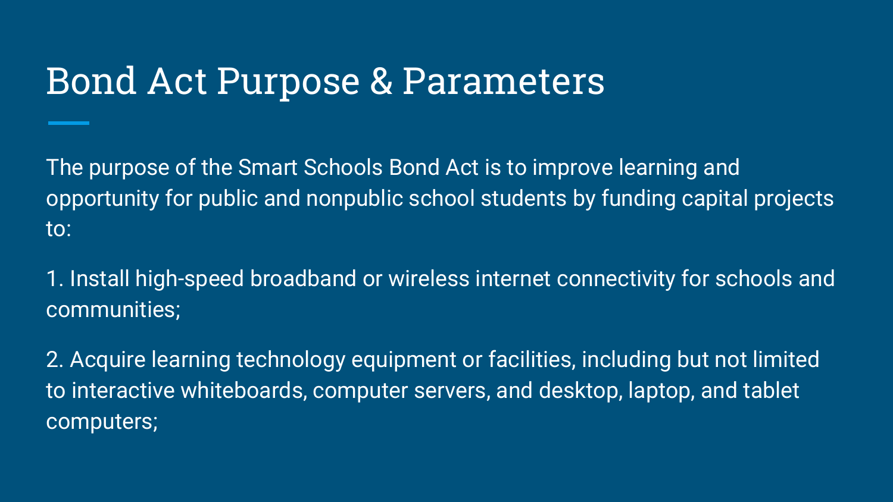# Bond Act Purpose & Parameters

The purpose of the Smart Schools Bond Act is to improve learning and opportunity for public and nonpublic school students by funding capital projects to:

1. Install high-speed broadband or wireless internet connectivity for schools and communities;

2. Acquire learning technology equipment or facilities, including but not limited to interactive whiteboards, computer servers, and desktop, laptop, and tablet computers;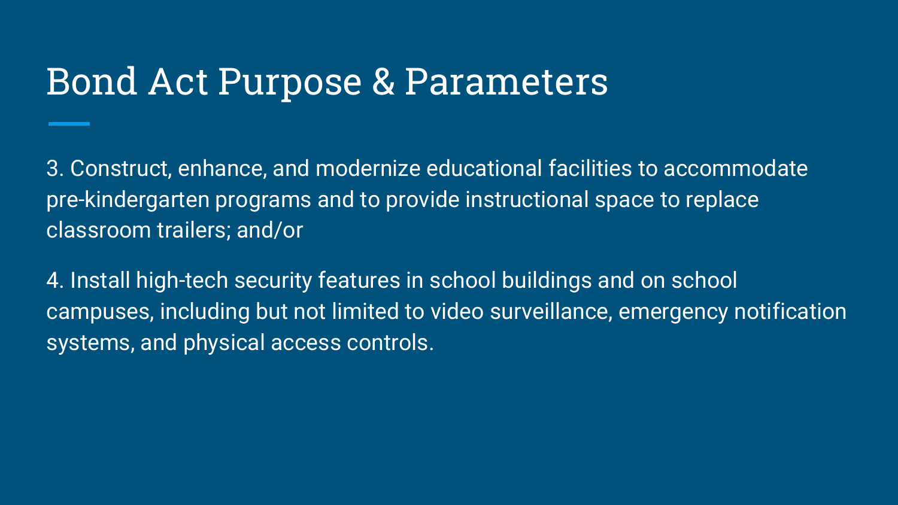# Bond Act Purpose & Parameters

3. Construct, enhance, and modernize educational facilities to accommodate pre-kindergarten programs and to provide instructional space to replace classroom trailers; and/or

4. Install high-tech security features in school buildings and on school campuses, including but not limited to video surveillance, emergency notification systems, and physical access controls.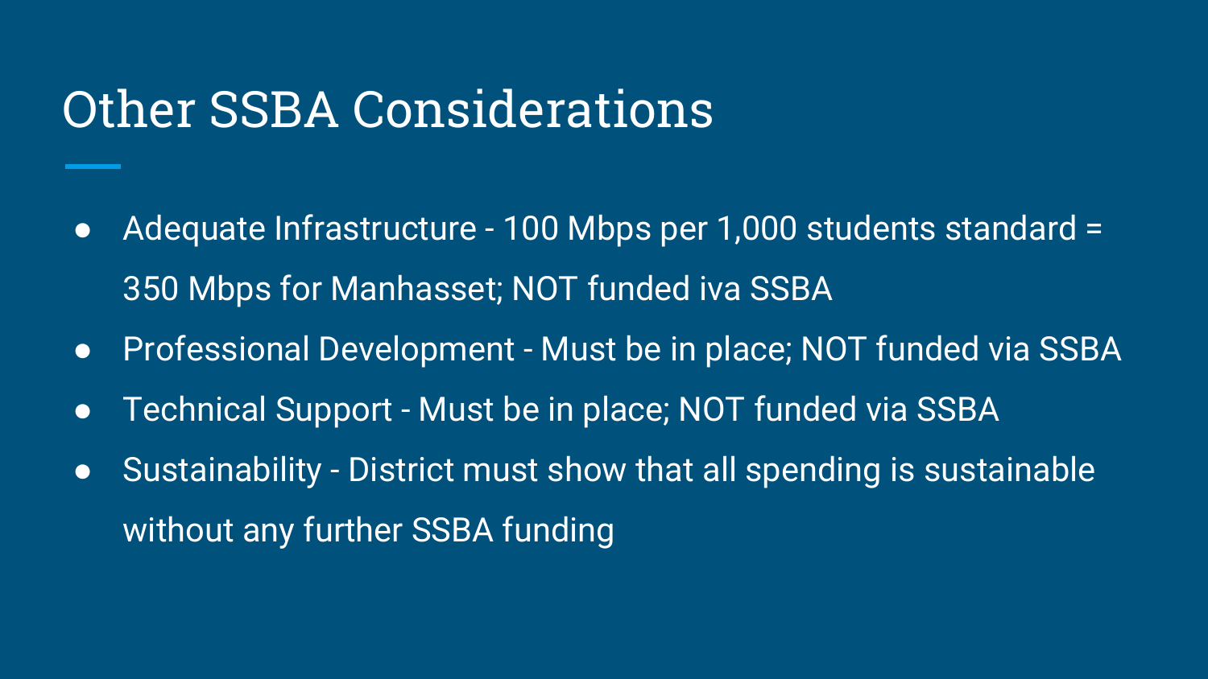# Other SSBA Considerations

- Adequate Infrastructure - 100 Mbps per 1,000 students standard = 350 Mbps for Manhasset; NOT funded iva SSBA
- Professional Development - Must be in place; NOT funded via SSBA
- Technical Support - Must be in place; NOT funded via SSBA
- Sustainability - District must show that all spending is sustainable without any further SSBA funding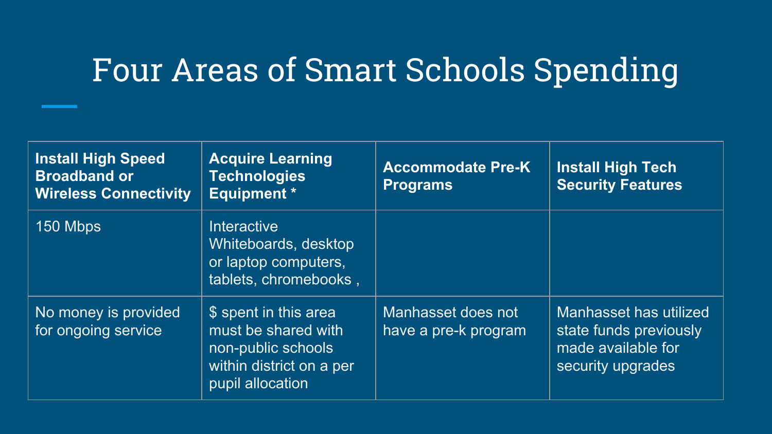# Four Areas of Smart Schools Spending

| Install High Speed Broadband or Wireless Connectivity | Acquire Learning Technologies Equipment * | Accommodate Pre-K Programs | Install High Tech Security Features |
|---|---|---|---|
| 150 Mbps | Interactive Whiteboards, desktop or laptop computers, tablets, chromebooks , | | |
| No money is provided for ongoing service | $ spent in this area must be shared with non-public schools within district on a per pupil allocation | Manhasset does not have a pre-k program | Manhasset has utilized state funds previously made available for security upgrades |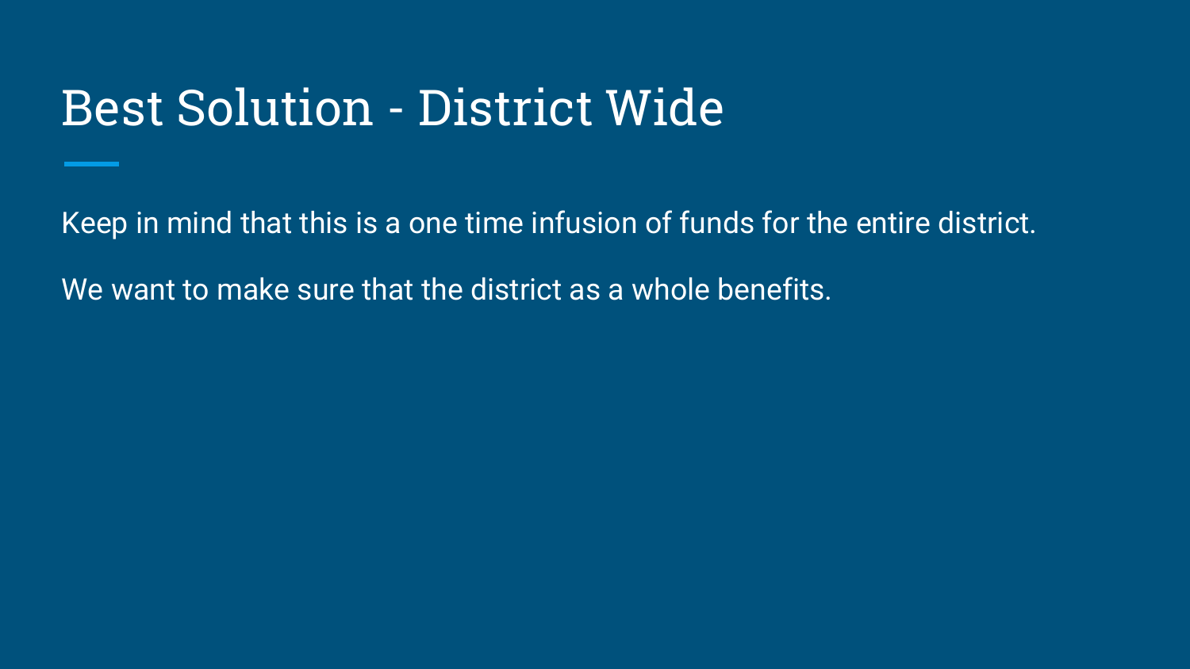# Best Solution - District Wide

Keep in mind that this is a one time infusion of funds for the entire district.

We want to make sure that the district as a whole benefits.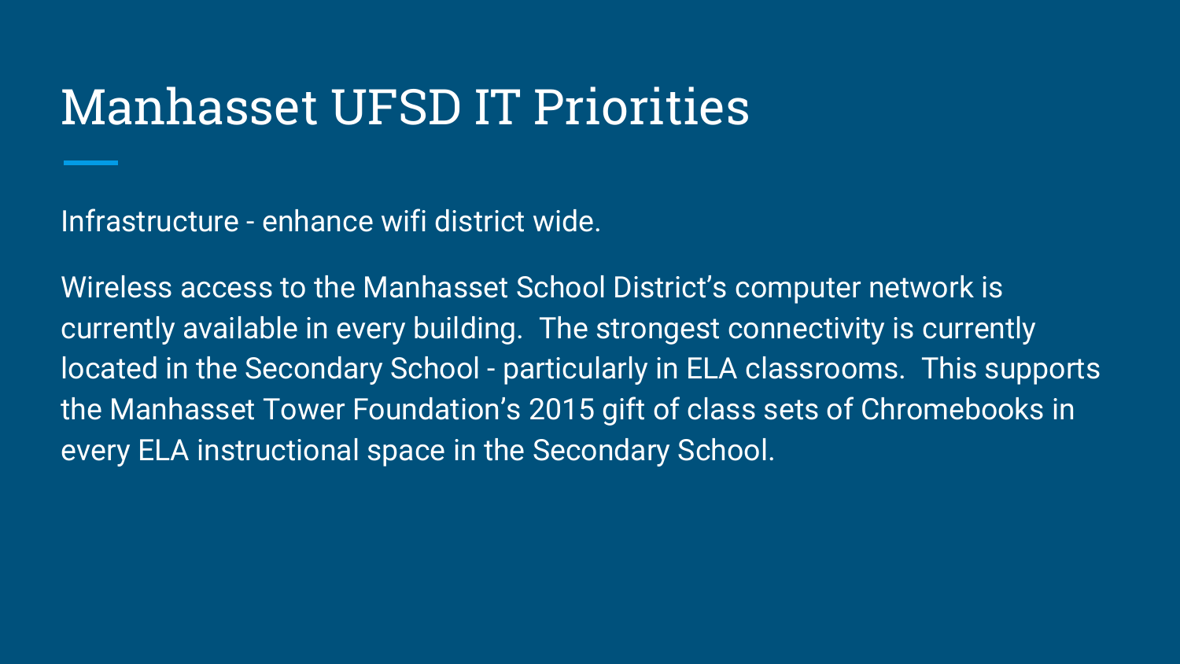# Manhasset UFSD IT Priorities

Infrastructure - enhance wifi district wide.

Wireless access to the Manhasset School District's computer network is currently available in every building. The strongest connectivity is currently located in the Secondary School - particularly in ELA classrooms. This supports the Manhasset Tower Foundation's 2015 gift of class sets of Chromebooks in every ELA instructional space in the Secondary School.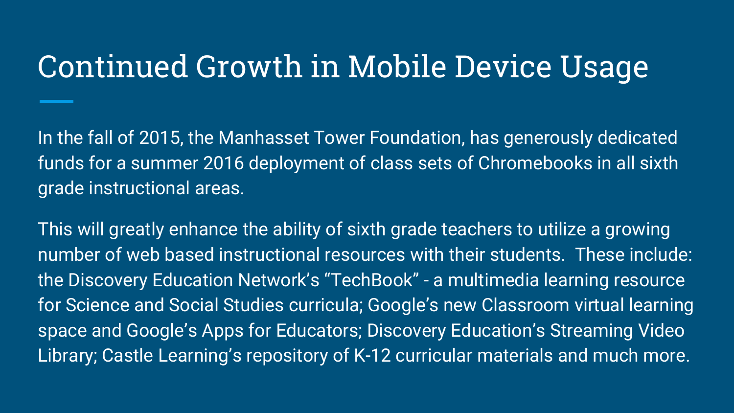# Continued Growth in Mobile Device Usage

In the fall of 2015, the Manhasset Tower Foundation, has generously dedicated funds for a summer 2016 deployment of class sets of Chromebooks in all sixth grade instructional areas.

This will greatly enhance the ability of sixth grade teachers to utilize a growing number of web based instructional resources with their students.  These include: the Discovery Education Network's "TechBook" - a multimedia learning resource for Science and Social Studies curricula; Google's new Classroom virtual learning space and Google's Apps for Educators; Discovery Education's Streaming Video Library; Castle Learning's repository of K-12 curricular materials and much more.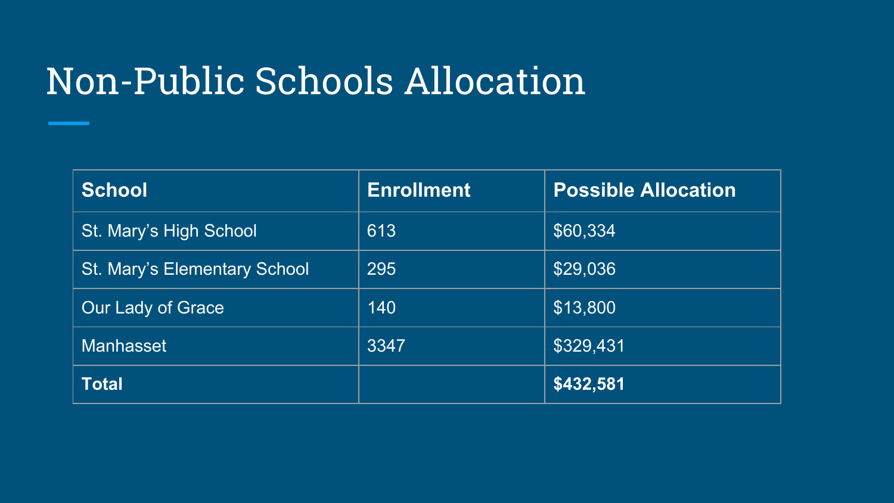# Non-Public Schools Allocation

| School | Enrollment | Possible Allocation |
| --- | --- | --- |
| St. Mary's High School | 613 | $60,334 |
| St. Mary's Elementary School | 295 | $29,036 |
| Our Lady of Grace | 140 | $13,800 |
| Manhasset | 3347 | $329,431 |
| **Total** | | **$432,581** |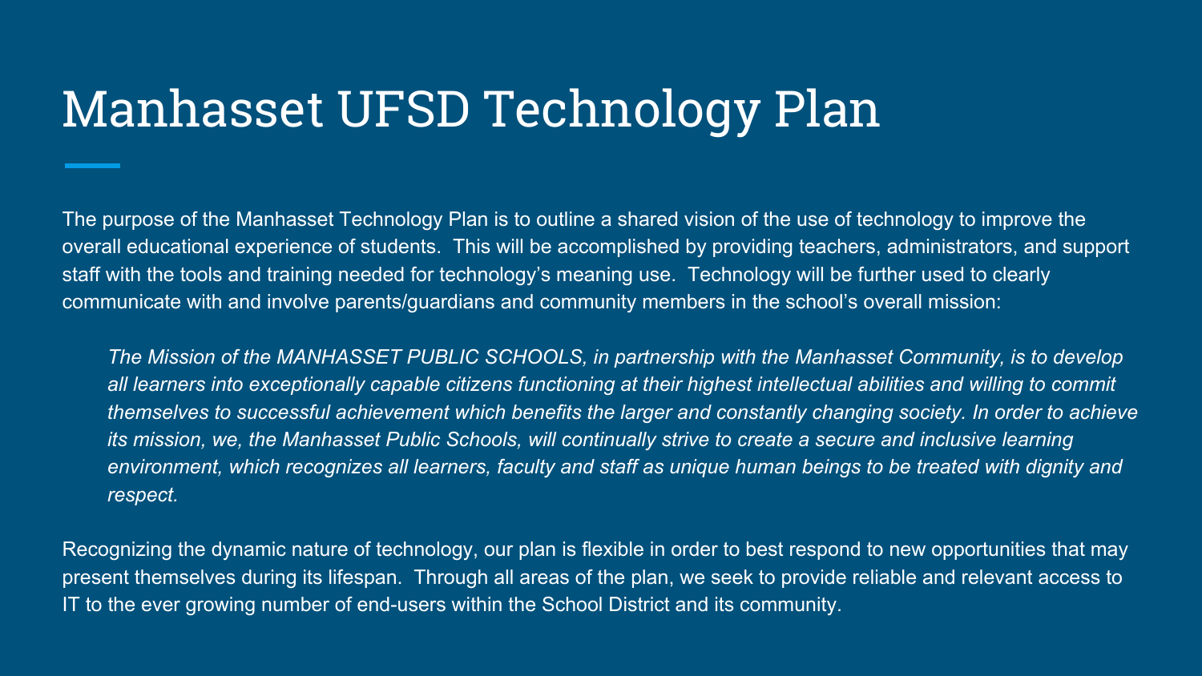# Manhasset UFSD Technology Plan

The purpose of the Manhasset Technology Plan is to outline a shared vision of the use of technology to improve the overall educational experience of students. This will be accomplished by providing teachers, administrators, and support staff with the tools and training needed for technology's meaning use. Technology will be further used to clearly communicate with and involve parents/guardians and community members in the school's overall mission:

> *The Mission of the MANHASSET PUBLIC SCHOOLS, in partnership with the Manhasset Community, is to develop all learners into exceptionally capable citizens functioning at their highest intellectual abilities and willing to commit themselves to successful achievement which benefits the larger and constantly changing society. In order to achieve its mission, we, the Manhasset Public Schools, will continually strive to create a secure and inclusive learning environment, which recognizes all learners, faculty and staff as unique human beings to be treated with dignity and respect.*

Recognizing the dynamic nature of technology, our plan is flexible in order to best respond to new opportunities that may present themselves during its lifespan. Through all areas of the plan, we seek to provide reliable and relevant access to IT to the ever growing number of end-users within the School District and its community.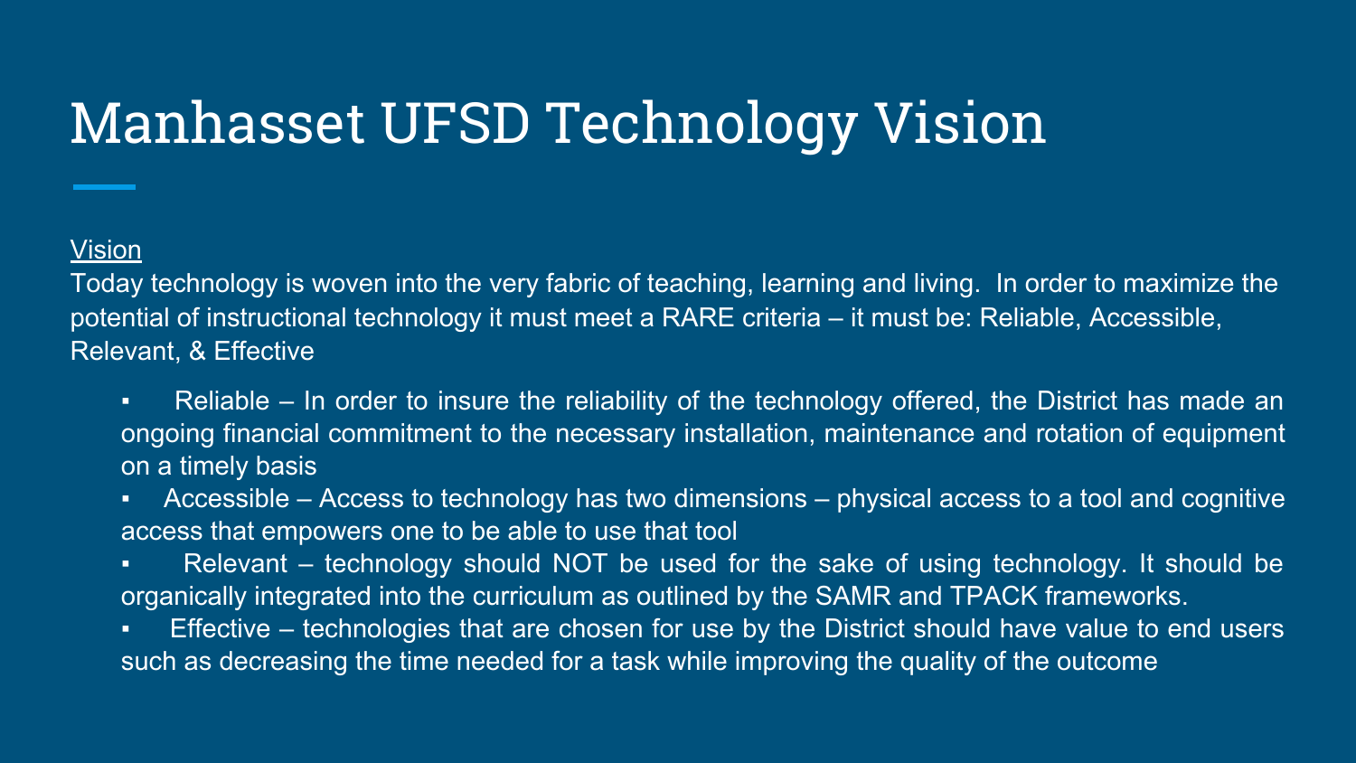# Manhasset UFSD Technology Vision

Vision

Today technology is woven into the very fabric of teaching, learning and living. In order to maximize the potential of instructional technology it must meet a RARE criteria – it must be: Reliable, Accessible, Relevant, & Effective

- Reliable – In order to insure the reliability of the technology offered, the District has made an ongoing financial commitment to the necessary installation, maintenance and rotation of equipment on a timely basis
- Accessible – Access to technology has two dimensions – physical access to a tool and cognitive access that empowers one to be able to use that tool
- Relevant – technology should NOT be used for the sake of using technology. It should be organically integrated into the curriculum as outlined by the SAMR and TPACK frameworks.
- Effective – technologies that are chosen for use by the District should have value to end users such as decreasing the time needed for a task while improving the quality of the outcome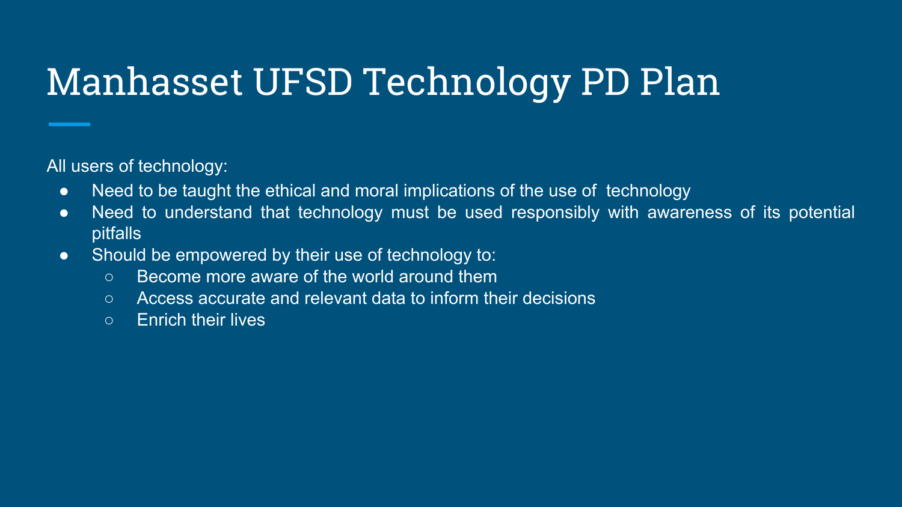# Manhasset UFSD Technology PD Plan

All users of technology:

- Need to be taught the ethical and moral implications of the use of technology
- Need to understand that technology must be used responsibly with awareness of its potential pitfalls
- Should be empowered by their use of technology to:
  - Become more aware of the world around them
  - Access accurate and relevant data to inform their decisions
  - Enrich their lives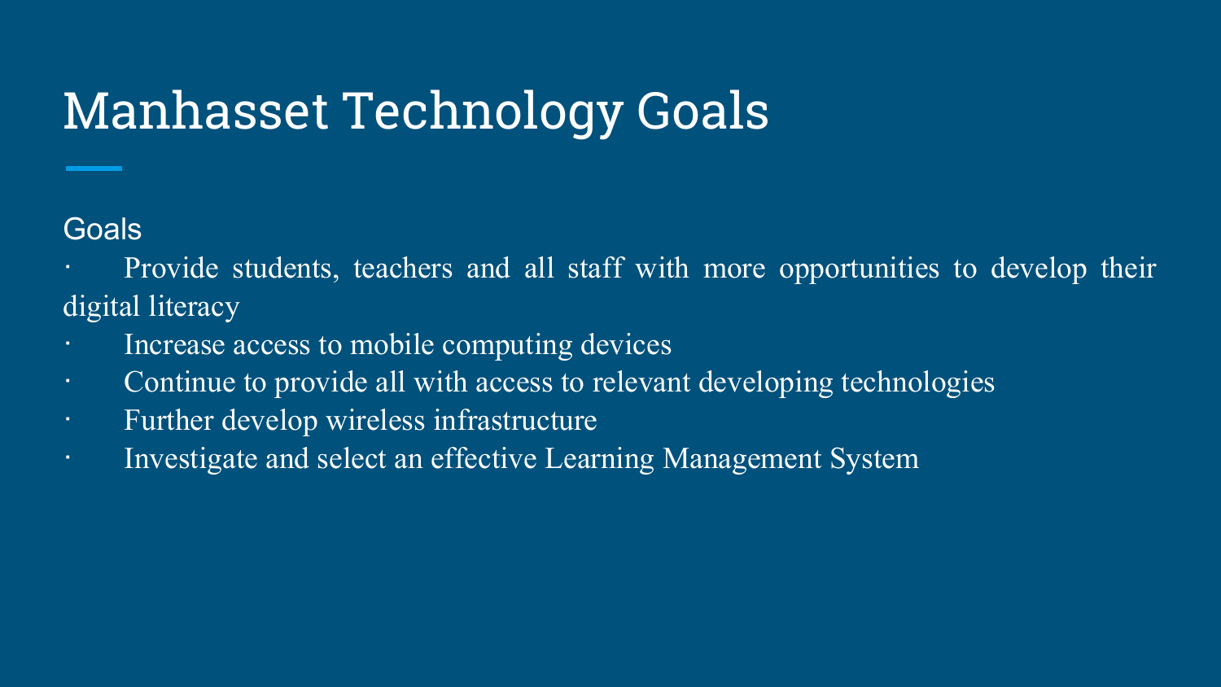# Manhasset Technology Goals

Goals

- Provide students, teachers and all staff with more opportunities to develop their digital literacy
- Increase access to mobile computing devices
- Continue to provide all with access to relevant developing technologies
- Further develop wireless infrastructure
- Investigate and select an effective Learning Management System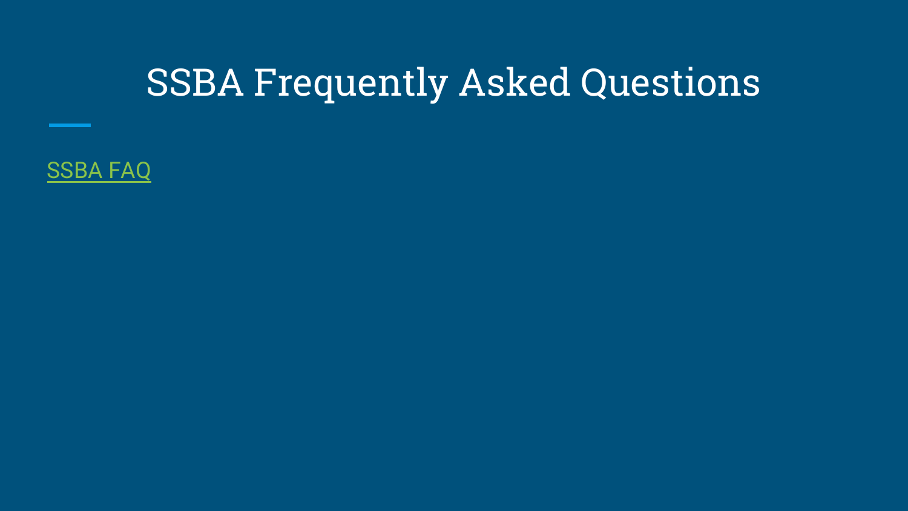# SSBA Frequently Asked Questions

SSBA FAQ